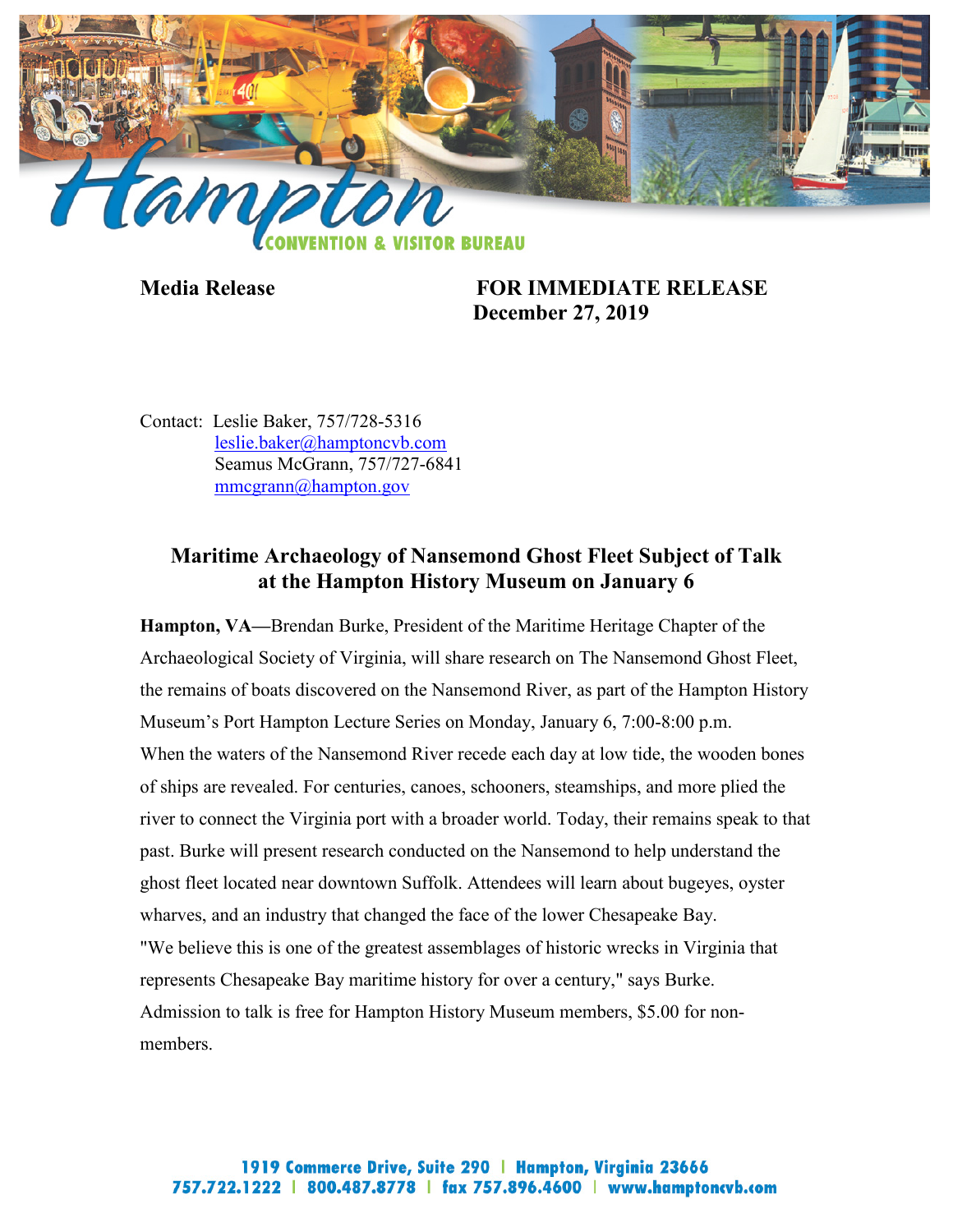**Media Release** **FOR IMMEDIATE RELEASE**
**December 27, 2019**

Contact: Leslie Baker, 757/728-5316
leslie.baker@hamptoncvb.com
Seamus McGrann, 757/727-6841
mmcgrann@hampton.gov

## Maritime Archaeology of Nansemond Ghost Fleet Subject of Talk at the Hampton History Museum on January 6

**Hampton, VA—**Brendan Burke, President of the Maritime Heritage Chapter of the Archaeological Society of Virginia, will share research on The Nansemond Ghost Fleet, the remains of boats discovered on the Nansemond River, as part of the Hampton History Museum's Port Hampton Lecture Series on Monday, January 6, 7:00-8:00 p.m.

When the waters of the Nansemond River recede each day at low tide, the wooden bones of ships are revealed. For centuries, canoes, schooners, steamships, and more plied the river to connect the Virginia port with a broader world. Today, their remains speak to that past. Burke will present research conducted on the Nansemond to help understand the ghost fleet located near downtown Suffolk. Attendees will learn about bugeyes, oyster wharves, and an industry that changed the face of the lower Chesapeake Bay.

"We believe this is one of the greatest assemblages of historic wrecks in Virginia that represents Chesapeake Bay maritime history for over a century," says Burke.

Admission to talk is free for Hampton History Museum members, $5.00 for non-members.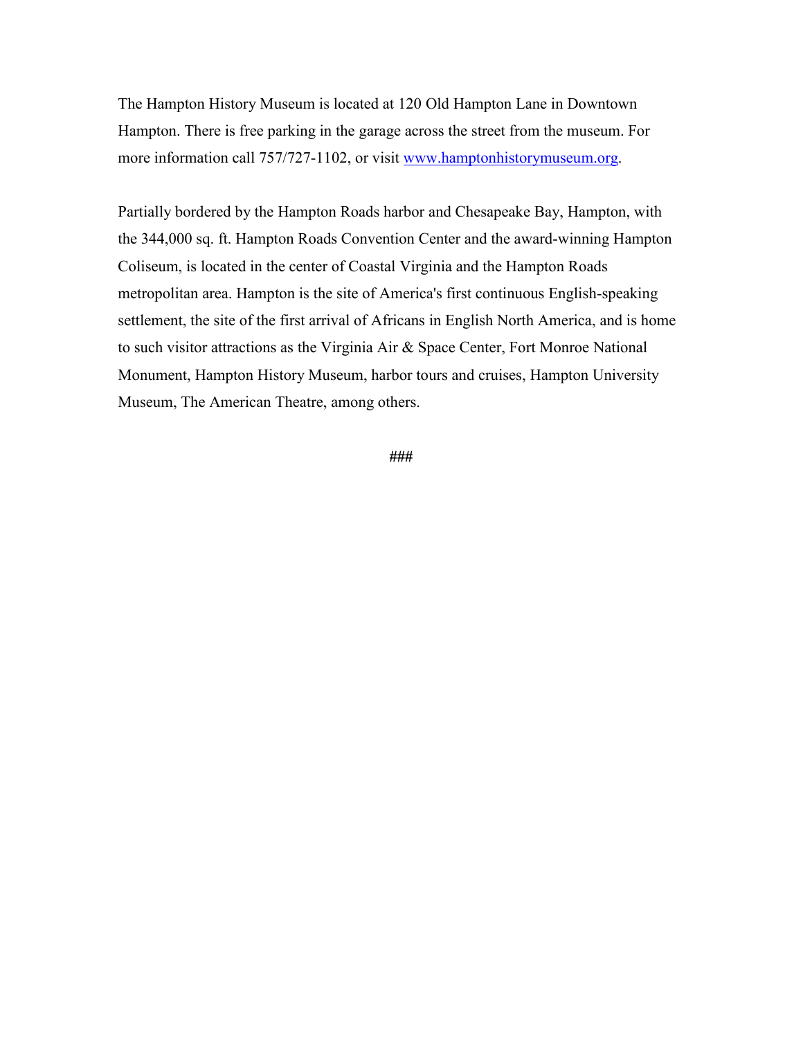The Hampton History Museum is located at 120 Old Hampton Lane in Downtown Hampton. There is free parking in the garage across the street from the museum. For more information call 757/727-1102, or visit [www.hamptonhistorymuseum.org](http://www.hamptonhistorymuseum.org).

Partially bordered by the Hampton Roads harbor and Chesapeake Bay, Hampton, with the 344,000 sq. ft. Hampton Roads Convention Center and the award-winning Hampton Coliseum, is located in the center of Coastal Virginia and the Hampton Roads metropolitan area. Hampton is the site of America's first continuous English-speaking settlement, the site of the first arrival of Africans in English North America, and is home to such visitor attractions as the Virginia Air & Space Center, Fort Monroe National Monument, Hampton History Museum, harbor tours and cruises, Hampton University Museum, The American Theatre, among others.

###